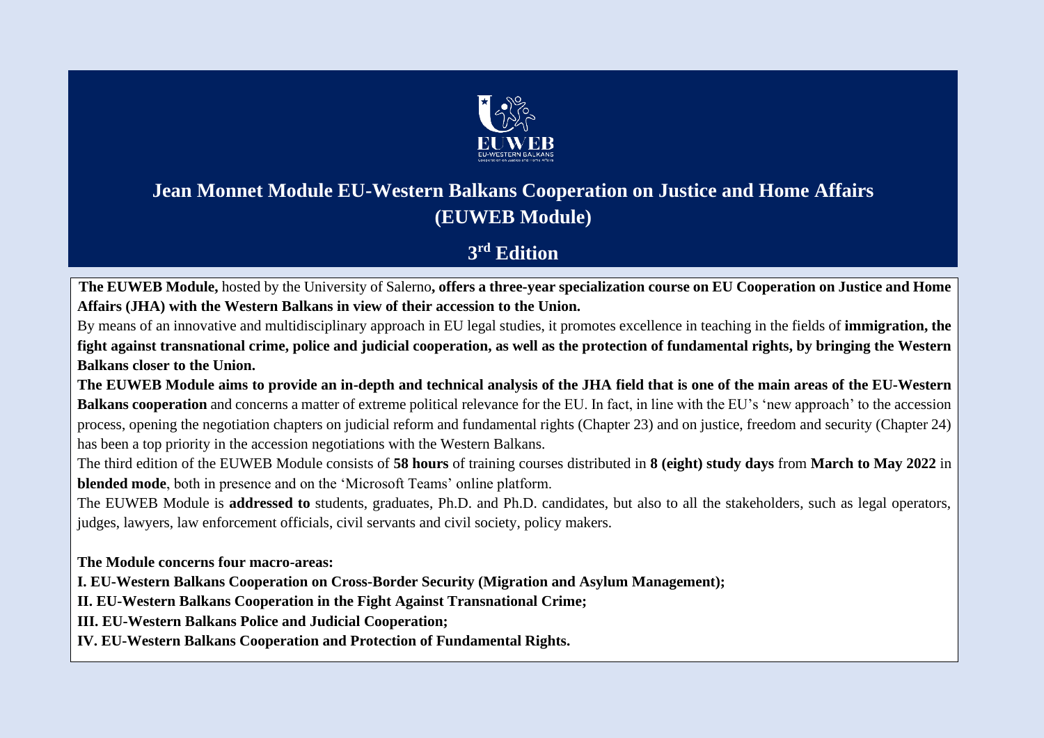# Jean Monnet Module EU-Western Balkans Cooperation on Justice and Home Affairs (EUWEB Module)

## 3rd Edition

**The EUWEB Module,** hosted by the University of Salerno**, offers a three-year specialization course on EU Cooperation on Justice and Home Affairs (JHA) with the Western Balkans in view of their accession to the Union.**

By means of an innovative and multidisciplinary approach in EU legal studies, it promotes excellence in teaching in the fields of **immigration, the fight against transnational crime, police and judicial cooperation, as well as the protection of fundamental rights, by bringing the Western Balkans closer to the Union.**

**The EUWEB Module aims to provide an in-depth and technical analysis of the JHA field that is one of the main areas of the EU-Western Balkans cooperation** and concerns a matter of extreme political relevance for the EU. In fact, in line with the EU's 'new approach' to the accession process, opening the negotiation chapters on judicial reform and fundamental rights (Chapter 23) and on justice, freedom and security (Chapter 24) has been a top priority in the accession negotiations with the Western Balkans.

The third edition of the EUWEB Module consists of **58 hours** of training courses distributed in **8 (eight) study days** from **March to May 2022** in **blended mode**, both in presence and on the 'Microsoft Teams' online platform.

The EUWEB Module is **addressed to** students, graduates, Ph.D. and Ph.D. candidates, but also to all the stakeholders, such as legal operators, judges, lawyers, law enforcement officials, civil servants and civil society, policy makers.

**The Module concerns four macro-areas:**

**I. EU-Western Balkans Cooperation on Cross-Border Security (Migration and Asylum Management);**

**II. EU-Western Balkans Cooperation in the Fight Against Transnational Crime;**

**III. EU-Western Balkans Police and Judicial Cooperation;**

**IV. EU-Western Balkans Cooperation and Protection of Fundamental Rights.**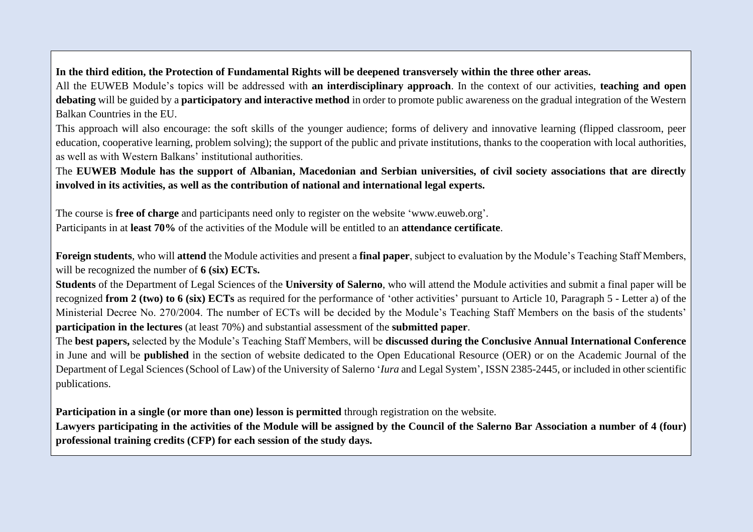**In the third edition, the Protection of Fundamental Rights will be deepened transversely within the three other areas.**

All the EUWEB Module's topics will be addressed with **an interdisciplinary approach**. In the context of our activities, **teaching and open debating** will be guided by a **participatory and interactive method** in order to promote public awareness on the gradual integration of the Western Balkan Countries in the EU.

This approach will also encourage: the soft skills of the younger audience; forms of delivery and innovative learning (flipped classroom, peer education, cooperative learning, problem solving); the support of the public and private institutions, thanks to the cooperation with local authorities, as well as with Western Balkans' institutional authorities.

The **EUWEB Module has the support of Albanian, Macedonian and Serbian universities, of civil society associations that are directly involved in its activities, as well as the contribution of national and international legal experts.**

The course is **free of charge** and participants need only to register on the website 'www.euweb.org'.

Participants in at **least 70%** of the activities of the Module will be entitled to an **attendance certificate**.

**Foreign students**, who will **attend** the Module activities and present a **final paper**, subject to evaluation by the Module's Teaching Staff Members, will be recognized the number of **6 (six) ECTs.**

**Students** of the Department of Legal Sciences of the **University of Salerno**, who will attend the Module activities and submit a final paper will be recognized **from 2 (two) to 6 (six) ECTs** as required for the performance of 'other activities' pursuant to Article 10, Paragraph 5 - Letter a) of the Ministerial Decree No. 270/2004. The number of ECTs will be decided by the Module's Teaching Staff Members on the basis of the students' **participation in the lectures** (at least 70%) and substantial assessment of the **submitted paper**.

The **best papers,** selected by the Module's Teaching Staff Members, will be **discussed during the Conclusive Annual International Conference** in June and will be **published** in the section of website dedicated to the Open Educational Resource (OER) or on the Academic Journal of the Department of Legal Sciences (School of Law) of the University of Salerno '*Iura* and Legal System', ISSN 2385-2445, or included in other scientific publications.

**Participation in a single (or more than one) lesson is permitted** through registration on the website.

**Lawyers participating in the activities of the Module will be assigned by the Council of the Salerno Bar Association a number of 4 (four) professional training credits (CFP) for each session of the study days.**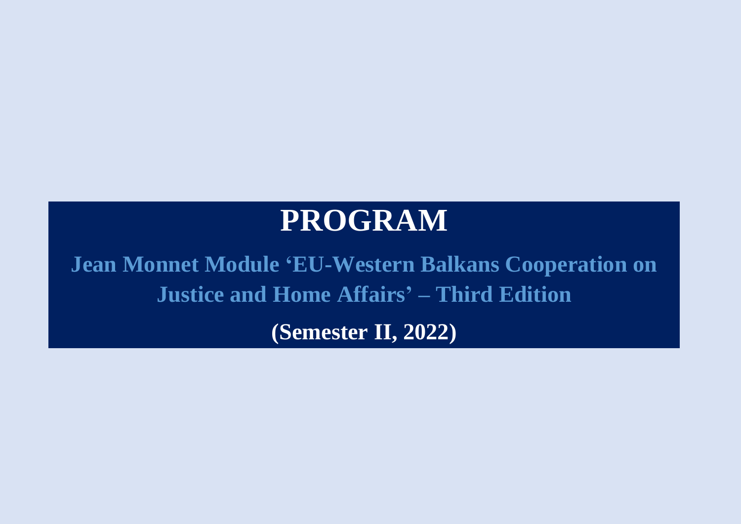# PROGRAM

## Jean Monnet Module 'EU-Western Balkans Cooperation on Justice and Home Affairs' – Third Edition

**(Semester II, 2022)**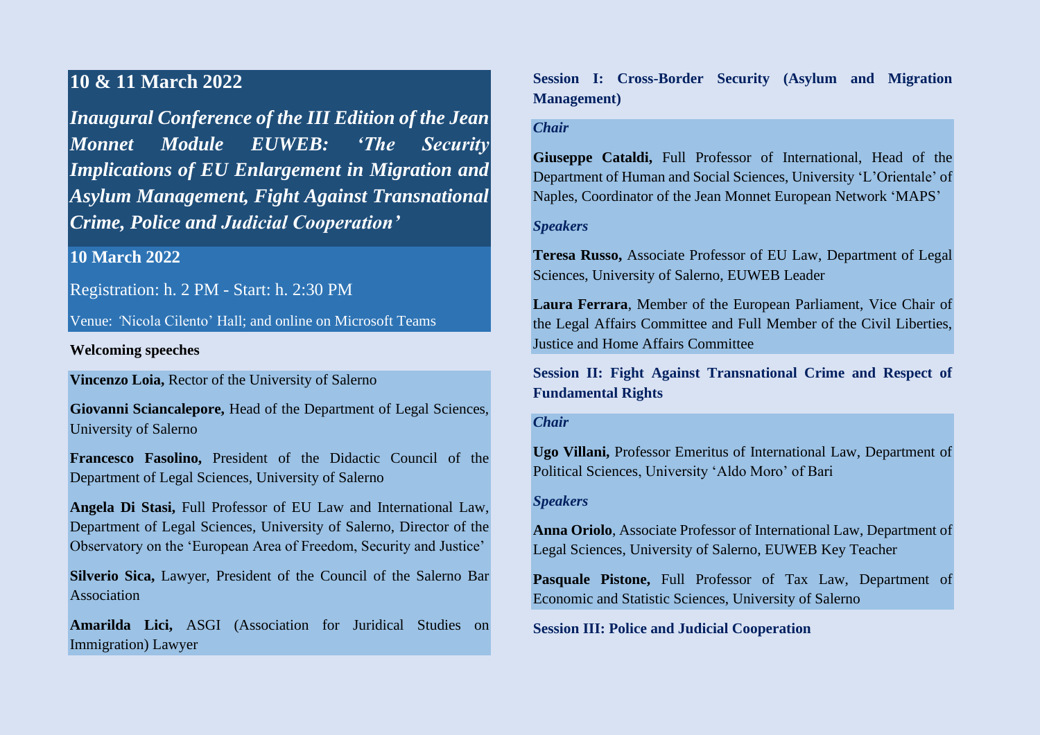## 10 & 11 March 2022

## *Inaugural Conference of the III Edition of the Jean Monnet Module EUWEB: 'The Security Implications of EU Enlargement in Migration and Asylum Management, Fight Against Transnational Crime, Police and Judicial Cooperation'*

### 10 March 2022

Registration: h. 2 PM - Start: h. 2:30 PM

Venue: 'Nicola Cilento' Hall; and online on Microsoft Teams

**Welcoming speeches**

**Vincenzo Loia,** Rector of the University of Salerno

**Giovanni Sciancalepore,** Head of the Department of Legal Sciences, University of Salerno

**Francesco Fasolino,** President of the Didactic Council of the Department of Legal Sciences, University of Salerno

**Angela Di Stasi,** Full Professor of EU Law and International Law, Department of Legal Sciences, University of Salerno, Director of the Observatory on the 'European Area of Freedom, Security and Justice'

**Silverio Sica,** Lawyer, President of the Council of the Salerno Bar Association

**Amarilda Lici,** ASGI (Association for Juridical Studies on Immigration) Lawyer

**Session I: Cross-Border Security (Asylum and Migration Management)**

*Chair*

**Giuseppe Cataldi,** Full Professor of International, Head of the Department of Human and Social Sciences, University 'L'Orientale' of Naples, Coordinator of the Jean Monnet European Network 'MAPS'

*Speakers*

**Teresa Russo,** Associate Professor of EU Law, Department of Legal Sciences, University of Salerno, EUWEB Leader

**Laura Ferrara**, Member of the European Parliament, Vice Chair of the Legal Affairs Committee and Full Member of the Civil Liberties, Justice and Home Affairs Committee

**Session II: Fight Against Transnational Crime and Respect of Fundamental Rights**

*Chair*

**Ugo Villani,** Professor Emeritus of International Law, Department of Political Sciences, University 'Aldo Moro' of Bari

*Speakers*

**Anna Oriolo**, Associate Professor of International Law, Department of Legal Sciences, University of Salerno, EUWEB Key Teacher

**Pasquale Pistone,** Full Professor of Tax Law, Department of Economic and Statistic Sciences, University of Salerno

**Session III: Police and Judicial Cooperation**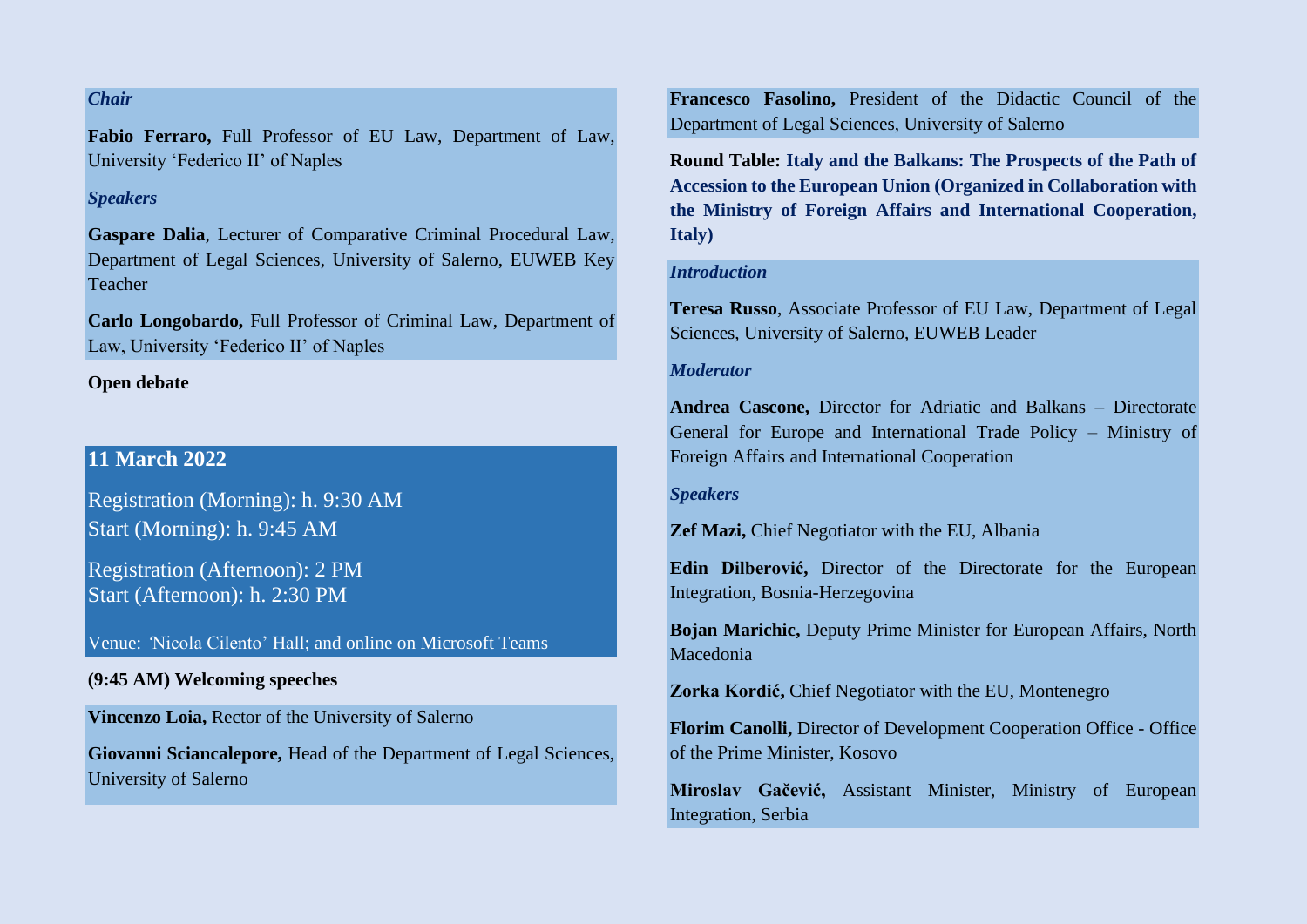*Chair*

**Fabio Ferraro,** Full Professor of EU Law, Department of Law, University 'Federico II' of Naples

*Speakers*

**Gaspare Dalia**, Lecturer of Comparative Criminal Procedural Law, Department of Legal Sciences, University of Salerno, EUWEB Key Teacher

**Carlo Longobardo,** Full Professor of Criminal Law, Department of Law, University 'Federico II' of Naples

**Open debate**

## 11 March 2022

Registration (Morning): h. 9:30 AM
Start (Morning): h. 9:45 AM

Registration (Afternoon): 2 PM
Start (Afternoon): h. 2:30 PM

Venue: 'Nicola Cilento' Hall; and online on Microsoft Teams

**(9:45 AM) Welcoming speeches**

**Vincenzo Loia,** Rector of the University of Salerno

**Giovanni Sciancalepore,** Head of the Department of Legal Sciences, University of Salerno

**Francesco Fasolino,** President of the Didactic Council of the Department of Legal Sciences, University of Salerno

**Round Table: Italy and the Balkans: The Prospects of the Path of Accession to the European Union (Organized in Collaboration with the Ministry of Foreign Affairs and International Cooperation, Italy)**

*Introduction*

**Teresa Russo**, Associate Professor of EU Law, Department of Legal Sciences, University of Salerno, EUWEB Leader

*Moderator*

**Andrea Cascone,** Director for Adriatic and Balkans – Directorate General for Europe and International Trade Policy – Ministry of Foreign Affairs and International Cooperation

*Speakers*

**Zef Mazi,** Chief Negotiator with the EU, Albania

**Edin Dilberović,** Director of the Directorate for the European Integration, Bosnia-Herzegovina

**Bojan Marichic,** Deputy Prime Minister for European Affairs, North Macedonia

**Zorka Kordić,** Chief Negotiator with the EU, Montenegro

**Florim Canolli,** Director of Development Cooperation Office - Office of the Prime Minister, Kosovo

**Miroslav Gačević,** Assistant Minister, Ministry of European Integration, Serbia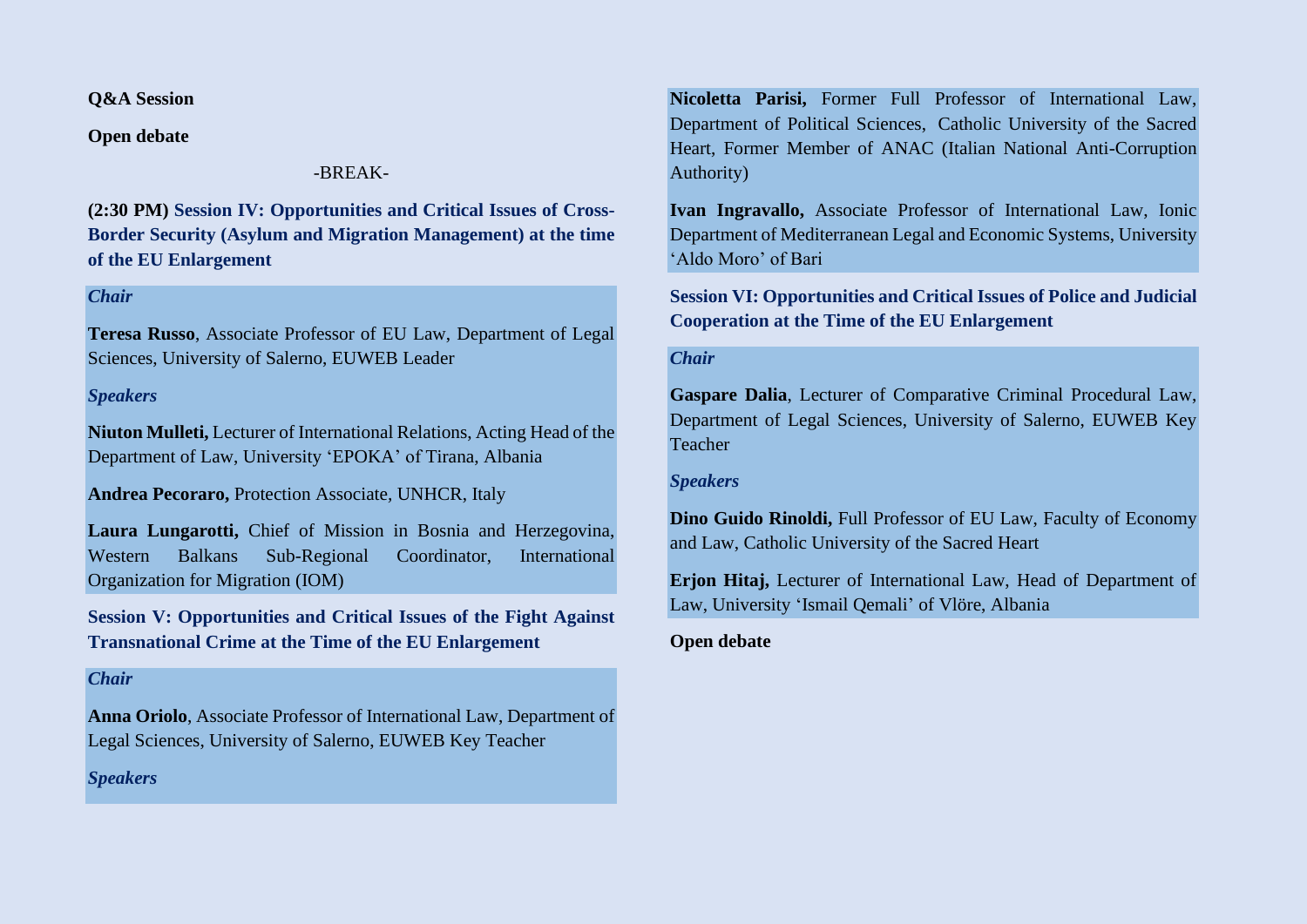**Q&A Session**

**Open debate**

-BREAK-

**(2:30 PM) Session IV: Opportunities and Critical Issues of Cross-Border Security (Asylum and Migration Management) at the time of the EU Enlargement**

***Chair***

**Teresa Russo**, Associate Professor of EU Law, Department of Legal Sciences, University of Salerno, EUWEB Leader

***Speakers***

**Niuton Mulleti,** Lecturer of International Relations, Acting Head of the Department of Law, University 'EPOKA' of Tirana, Albania

**Andrea Pecoraro,** Protection Associate, UNHCR, Italy

**Laura Lungarotti,** Chief of Mission in Bosnia and Herzegovina, Western Balkans Sub-Regional Coordinator, International Organization for Migration (IOM)

**Session V: Opportunities and Critical Issues of the Fight Against Transnational Crime at the Time of the EU Enlargement**

***Chair***

**Anna Oriolo**, Associate Professor of International Law, Department of Legal Sciences, University of Salerno, EUWEB Key Teacher

***Speakers***

**Nicoletta Parisi,** Former Full Professor of International Law, Department of Political Sciences, Catholic University of the Sacred Heart, Former Member of ANAC (Italian National Anti-Corruption Authority)

**Ivan Ingravallo,** Associate Professor of International Law, Ionic Department of Mediterranean Legal and Economic Systems, University 'Aldo Moro' of Bari

**Session VI: Opportunities and Critical Issues of Police and Judicial Cooperation at the Time of the EU Enlargement**

***Chair***

**Gaspare Dalia**, Lecturer of Comparative Criminal Procedural Law, Department of Legal Sciences, University of Salerno, EUWEB Key Teacher

***Speakers***

**Dino Guido Rinoldi,** Full Professor of EU Law, Faculty of Economy and Law, Catholic University of the Sacred Heart

**Erjon Hitaj,** Lecturer of International Law, Head of Department of Law, University 'Ismail Qemali' of Vlöre, Albania

**Open debate**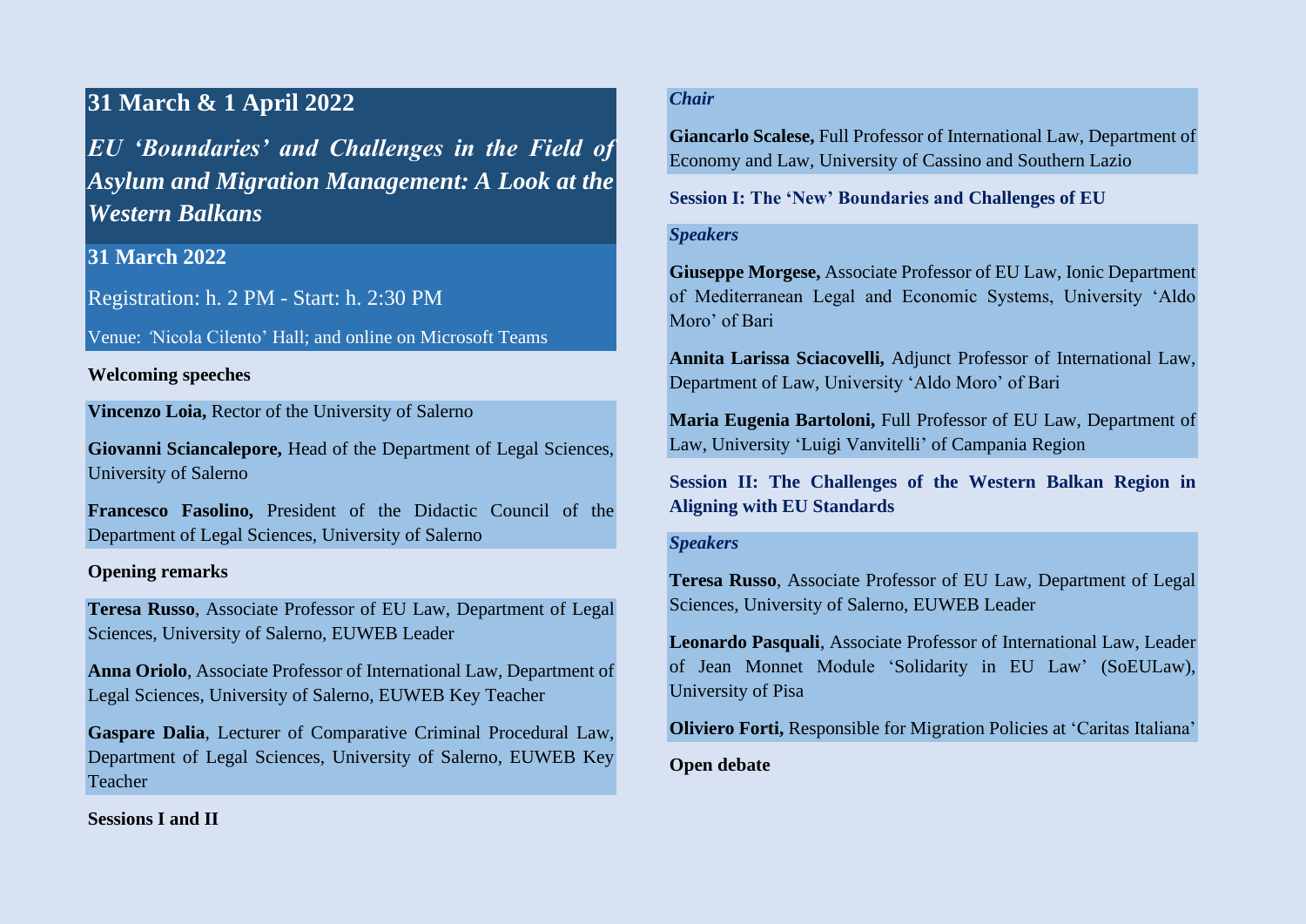## 31 March & 1 April 2022

## *EU ‘Boundaries’ and Challenges in the Field of Asylum and Migration Management: A Look at the Western Balkans*

### 31 March 2022

Registration: h. 2 PM - Start: h. 2:30 PM

Venue: ‘Nicola Cilento’ Hall; and online on Microsoft Teams

**Welcoming speeches**

**Vincenzo Loia,** Rector of the University of Salerno

**Giovanni Sciancalepore,** Head of the Department of Legal Sciences, University of Salerno

**Francesco Fasolino,** President of the Didactic Council of the Department of Legal Sciences, University of Salerno

**Opening remarks**

**Teresa Russo**, Associate Professor of EU Law, Department of Legal Sciences, University of Salerno, EUWEB Leader

**Anna Oriolo**, Associate Professor of International Law, Department of Legal Sciences, University of Salerno, EUWEB Key Teacher

**Gaspare Dalia**, Lecturer of Comparative Criminal Procedural Law, Department of Legal Sciences, University of Salerno, EUWEB Key Teacher

**Sessions I and II**

*Chair*

**Giancarlo Scalese,** Full Professor of International Law, Department of Economy and Law, University of Cassino and Southern Lazio

**Session I: The ‘New’ Boundaries and Challenges of EU**

*Speakers*

**Giuseppe Morgese,** Associate Professor of EU Law, Ionic Department of Mediterranean Legal and Economic Systems, University ‘Aldo Moro’ of Bari

**Annita Larissa Sciacovelli,** Adjunct Professor of International Law, Department of Law, University ‘Aldo Moro’ of Bari

**Maria Eugenia Bartoloni,** Full Professor of EU Law, Department of Law, University ‘Luigi Vanvitelli’ of Campania Region

**Session II: The Challenges of the Western Balkan Region in Aligning with EU Standards**

*Speakers*

**Teresa Russo**, Associate Professor of EU Law, Department of Legal Sciences, University of Salerno, EUWEB Leader

**Leonardo Pasquali**, Associate Professor of International Law, Leader of Jean Monnet Module ‘Solidarity in EU Law’ (SoEULaw), University of Pisa

**Oliviero Forti,** Responsible for Migration Policies at ‘Caritas Italiana’

**Open debate**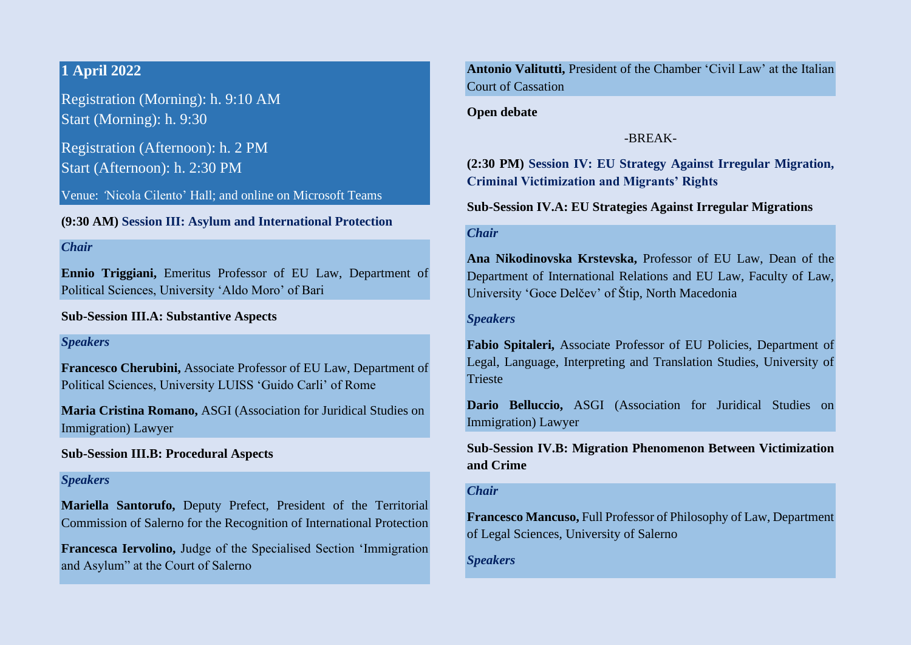## 1 April 2022

Registration (Morning): h. 9:10 AM
Start (Morning): h. 9:30

Registration (Afternoon): h. 2 PM
Start (Afternoon): h. 2:30 PM

Venue: 'Nicola Cilento' Hall; and online on Microsoft Teams

**(9:30 AM) Session III: Asylum and International Protection**

*Chair*

**Ennio Triggiani,** Emeritus Professor of EU Law, Department of Political Sciences, University 'Aldo Moro' of Bari

**Sub-Session III.A: Substantive Aspects**

*Speakers*

**Francesco Cherubini,** Associate Professor of EU Law, Department of Political Sciences, University LUISS 'Guido Carli' of Rome

**Maria Cristina Romano,** ASGI (Association for Juridical Studies on Immigration) Lawyer

**Sub-Session III.B: Procedural Aspects**

*Speakers*

**Mariella Santorufo,** Deputy Prefect, President of the Territorial Commission of Salerno for the Recognition of International Protection

**Francesca Iervolino,** Judge of the Specialised Section 'Immigration and Asylum" at the Court of Salerno

**Antonio Valitutti,** President of the Chamber 'Civil Law' at the Italian Court of Cassation

**Open debate**

-BREAK-

**(2:30 PM) Session IV: EU Strategy Against Irregular Migration, Criminal Victimization and Migrants' Rights**

**Sub-Session IV.A: EU Strategies Against Irregular Migrations**

*Chair*

**Ana Nikodinovska Krstevska,** Professor of EU Law, Dean of the Department of International Relations and EU Law, Faculty of Law, University 'Goce Delčev' of Štip, North Macedonia

*Speakers*

**Fabio Spitaleri,** Associate Professor of EU Policies, Department of Legal, Language, Interpreting and Translation Studies, University of Trieste

**Dario Belluccio,** ASGI (Association for Juridical Studies on Immigration) Lawyer

**Sub-Session IV.B: Migration Phenomenon Between Victimization and Crime**

*Chair*

**Francesco Mancuso,** Full Professor of Philosophy of Law, Department of Legal Sciences, University of Salerno

*Speakers*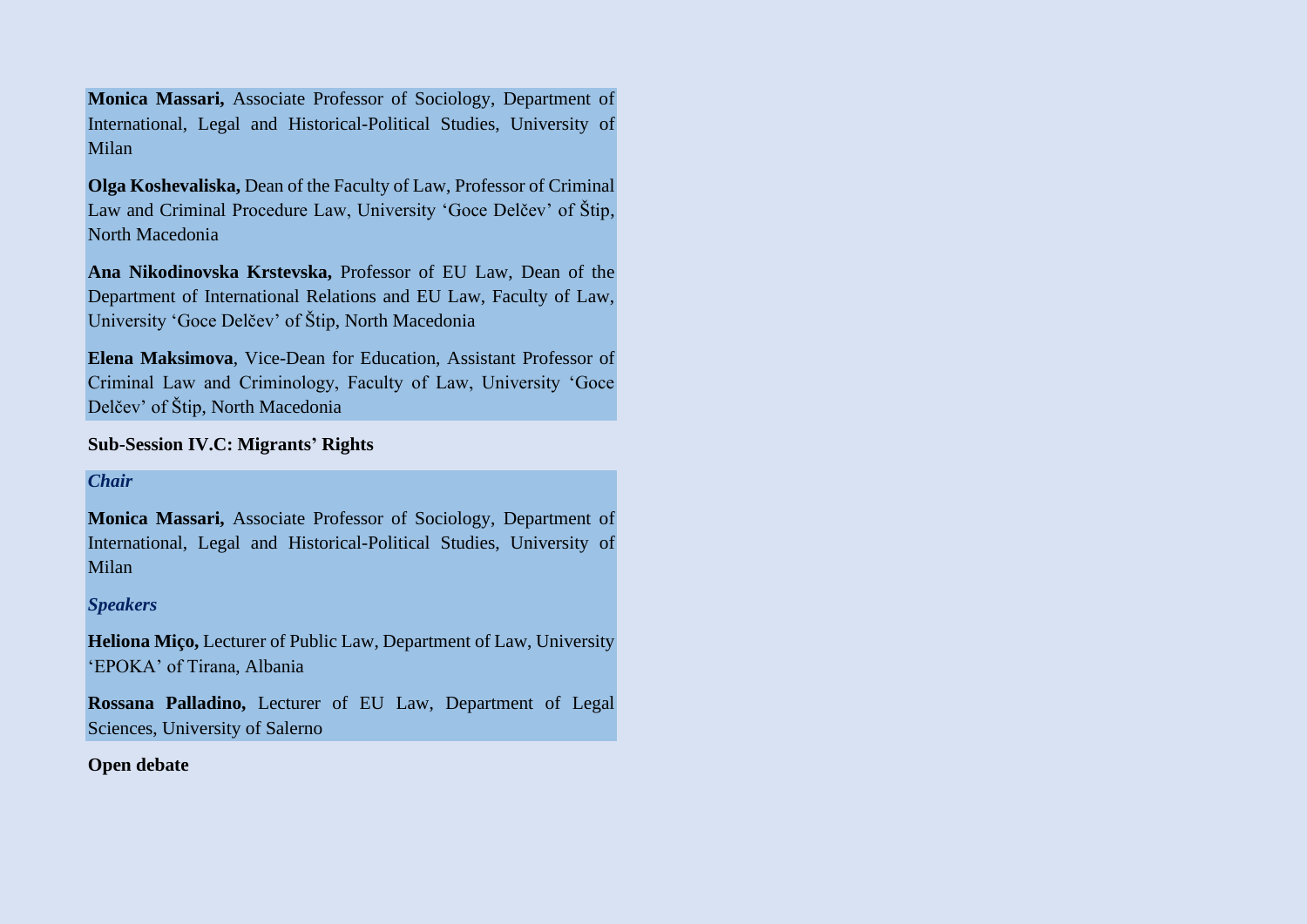**Monica Massari,** Associate Professor of Sociology, Department of International, Legal and Historical-Political Studies, University of Milan

**Olga Koshevaliska,** Dean of the Faculty of Law, Professor of Criminal Law and Criminal Procedure Law, University 'Goce Delčev' of Štip, North Macedonia

**Ana Nikodinovska Krstevska,** Professor of EU Law, Dean of the Department of International Relations and EU Law, Faculty of Law, University 'Goce Delčev' of Štip, North Macedonia

**Elena Maksimova**, Vice-Dean for Education, Assistant Professor of Criminal Law and Criminology, Faculty of Law, University 'Goce Delčev' of Štip, North Macedonia

**Sub-Session IV.C: Migrants' Rights**

***Chair***

**Monica Massari,** Associate Professor of Sociology, Department of International, Legal and Historical-Political Studies, University of Milan

***Speakers***

**Heliona Miço,** Lecturer of Public Law, Department of Law, University 'EPOKA' of Tirana, Albania

**Rossana Palladino,** Lecturer of EU Law, Department of Legal Sciences, University of Salerno

**Open debate**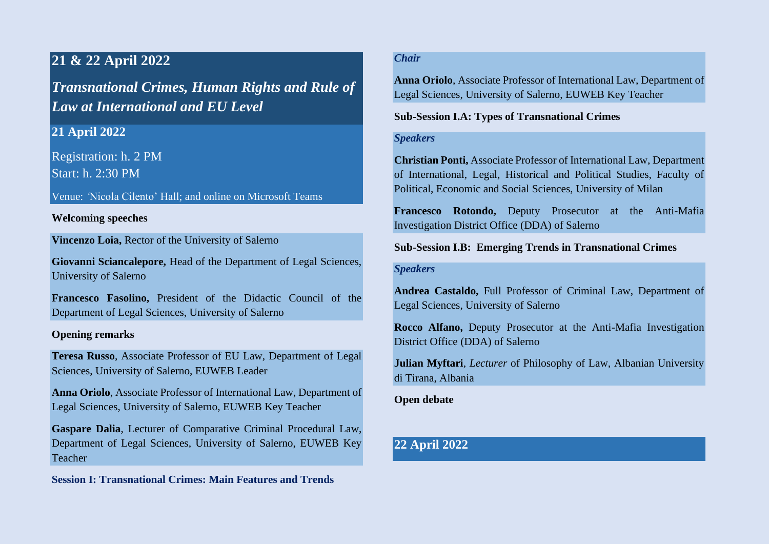## 21 & 22 April 2022

## *Transnational Crimes, Human Rights and Rule of Law at International and EU Level*

### 21 April 2022

Registration: h. 2 PM
Start: h. 2:30 PM

Venue: 'Nicola Cilento' Hall; and online on Microsoft Teams

**Welcoming speeches**

**Vincenzo Loia,** Rector of the University of Salerno

**Giovanni Sciancalepore,** Head of the Department of Legal Sciences, University of Salerno

**Francesco Fasolino,** President of the Didactic Council of the Department of Legal Sciences, University of Salerno

**Opening remarks**

**Teresa Russo**, Associate Professor of EU Law, Department of Legal Sciences, University of Salerno, EUWEB Leader

**Anna Oriolo**, Associate Professor of International Law, Department of Legal Sciences, University of Salerno, EUWEB Key Teacher

**Gaspare Dalia**, Lecturer of Comparative Criminal Procedural Law, Department of Legal Sciences, University of Salerno, EUWEB Key Teacher

**Session I: Transnational Crimes: Main Features and Trends**

*Chair*

**Anna Oriolo**, Associate Professor of International Law, Department of Legal Sciences, University of Salerno, EUWEB Key Teacher

**Sub-Session I.A: Types of Transnational Crimes**

*Speakers*

**Christian Ponti,** Associate Professor of International Law, Department of International, Legal, Historical and Political Studies, Faculty of Political, Economic and Social Sciences, University of Milan

**Francesco Rotondo,** Deputy Prosecutor at the Anti-Mafia Investigation District Office (DDA) of Salerno

**Sub-Session I.B: Emerging Trends in Transnational Crimes**

*Speakers*

**Andrea Castaldo,** Full Professor of Criminal Law, Department of Legal Sciences, University of Salerno

**Rocco Alfano,** Deputy Prosecutor at the Anti-Mafia Investigation District Office (DDA) of Salerno

**Julian Myftari**, *Lecturer* of Philosophy of Law, Albanian University di Tirana, Albania

**Open debate**

### 22 April 2022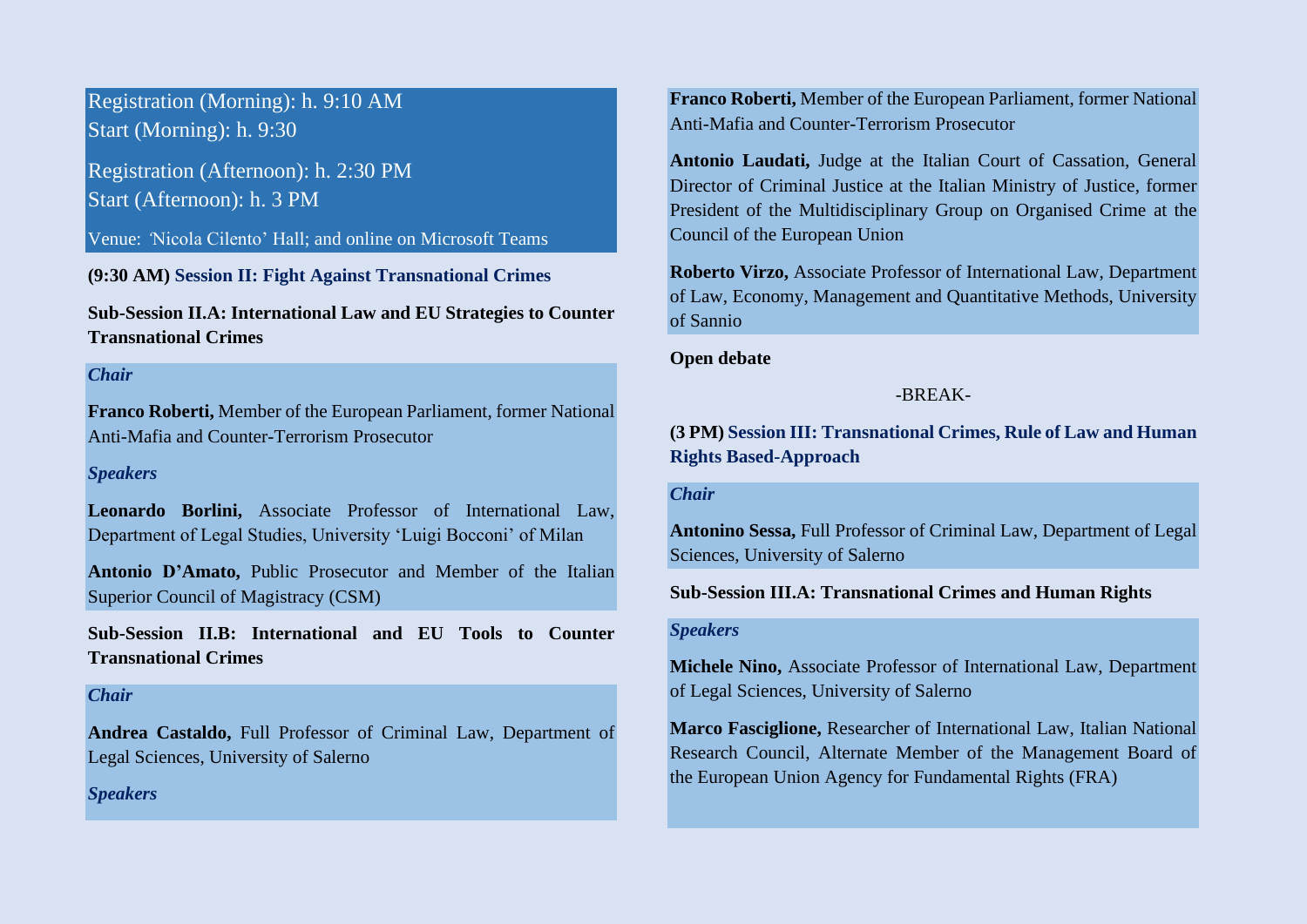Registration (Morning): h. 9:10 AM
Start (Morning): h. 9:30

Registration (Afternoon): h. 2:30 PM
Start (Afternoon): h. 3 PM

Venue: 'Nicola Cilento' Hall; and online on Microsoft Teams

**(9:30 AM) Session II: Fight Against Transnational Crimes**

**Sub-Session II.A: International Law and EU Strategies to Counter Transnational Crimes**

***Chair***

**Franco Roberti,** Member of the European Parliament, former National Anti-Mafia and Counter-Terrorism Prosecutor

***Speakers***

**Leonardo Borlini,** Associate Professor of International Law, Department of Legal Studies, University 'Luigi Bocconi' of Milan

**Antonio D'Amato,** Public Prosecutor and Member of the Italian Superior Council of Magistracy (CSM)

**Sub-Session II.B: International and EU Tools to Counter Transnational Crimes**

***Chair***

**Andrea Castaldo,** Full Professor of Criminal Law, Department of Legal Sciences, University of Salerno

***Speakers***

**Franco Roberti,** Member of the European Parliament, former National Anti-Mafia and Counter-Terrorism Prosecutor

**Antonio Laudati,** Judge at the Italian Court of Cassation, General Director of Criminal Justice at the Italian Ministry of Justice, former President of the Multidisciplinary Group on Organised Crime at the Council of the European Union

**Roberto Virzo,** Associate Professor of International Law, Department of Law, Economy, Management and Quantitative Methods, University of Sannio

**Open debate**

-BREAK-

**(3 PM) Session III: Transnational Crimes, Rule of Law and Human Rights Based-Approach**

***Chair***

**Antonino Sessa,** Full Professor of Criminal Law, Department of Legal Sciences, University of Salerno

**Sub-Session III.A: Transnational Crimes and Human Rights**

***Speakers***

**Michele Nino,** Associate Professor of International Law, Department of Legal Sciences, University of Salerno

**Marco Fasciglione,** Researcher of International Law, Italian National Research Council, Alternate Member of the Management Board of the European Union Agency for Fundamental Rights (FRA)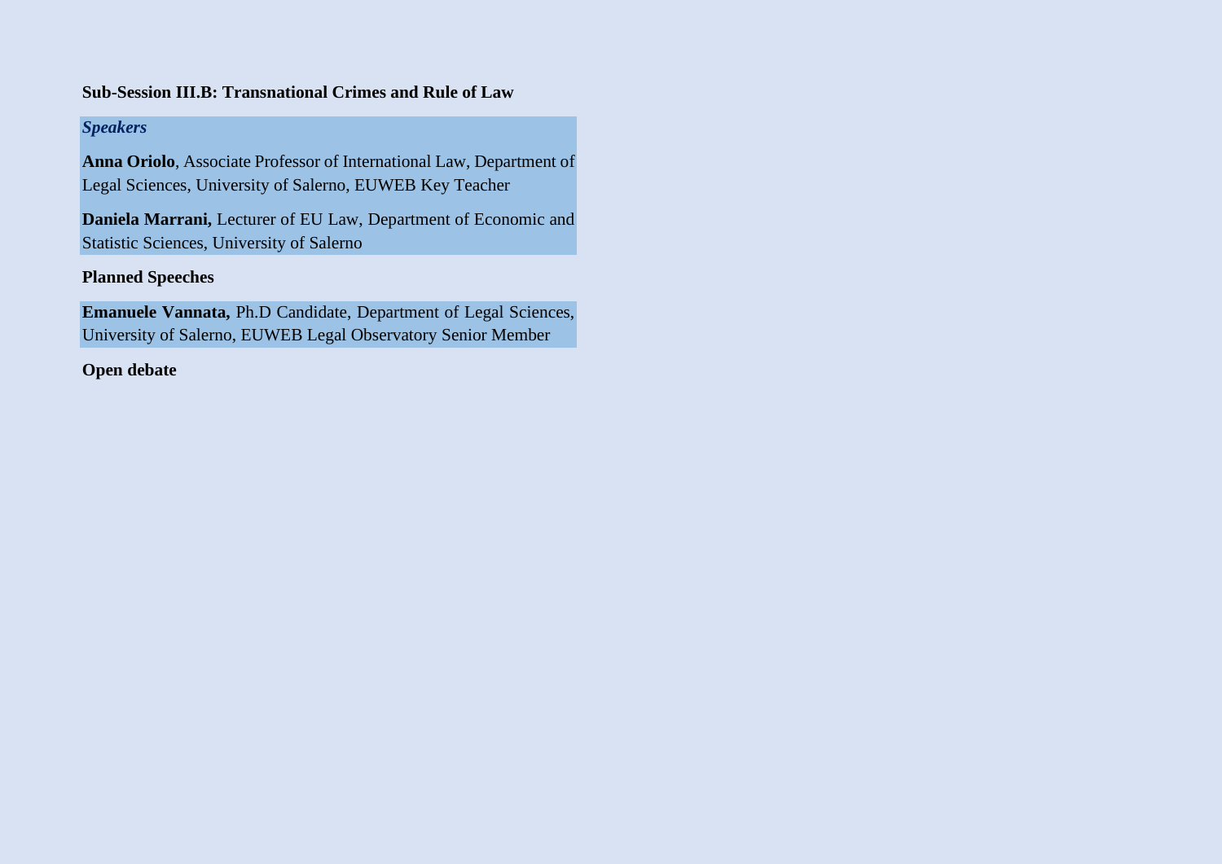### Sub-Session III.B: Transnational Crimes and Rule of Law

***Speakers***

**Anna Oriolo**, Associate Professor of International Law, Department of Legal Sciences, University of Salerno, EUWEB Key Teacher

**Daniela Marrani,** Lecturer of EU Law, Department of Economic and Statistic Sciences, University of Salerno

**Planned Speeches**

**Emanuele Vannata,** Ph.D Candidate, Department of Legal Sciences, University of Salerno, EUWEB Legal Observatory Senior Member

**Open debate**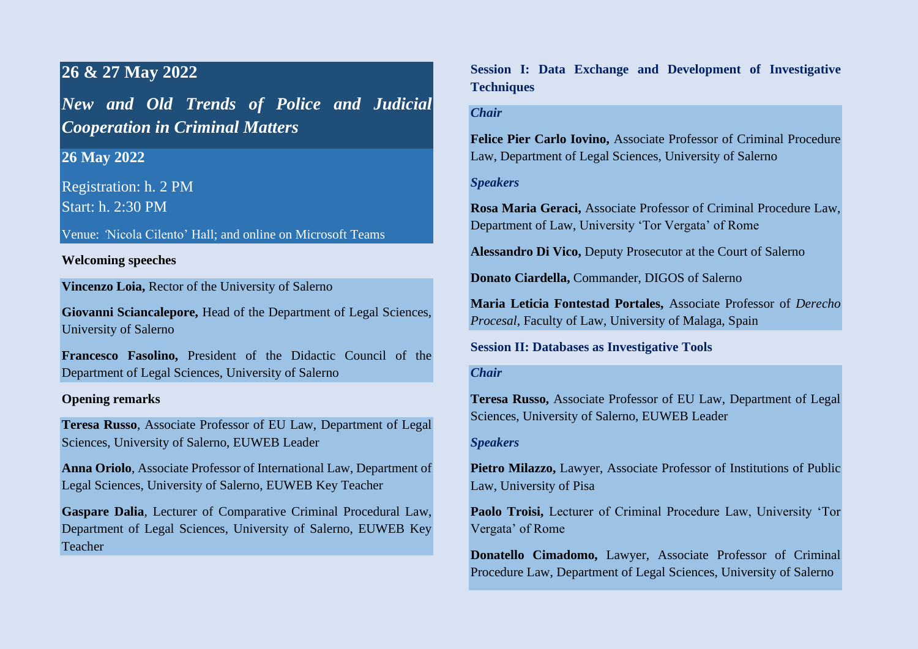## 26 & 27 May 2022

### *New and Old Trends of Police and Judicial Cooperation in Criminal Matters*

**26 May 2022**

Registration: h. 2 PM
Start: h. 2:30 PM

Venue: 'Nicola Cilento' Hall; and online on Microsoft Teams

**Welcoming speeches**

**Vincenzo Loia,** Rector of the University of Salerno

**Giovanni Sciancalepore,** Head of the Department of Legal Sciences, University of Salerno

**Francesco Fasolino,** President of the Didactic Council of the Department of Legal Sciences, University of Salerno

**Opening remarks**

**Teresa Russo**, Associate Professor of EU Law, Department of Legal Sciences, University of Salerno, EUWEB Leader

**Anna Oriolo**, Associate Professor of International Law, Department of Legal Sciences, University of Salerno, EUWEB Key Teacher

**Gaspare Dalia**, Lecturer of Comparative Criminal Procedural Law, Department of Legal Sciences, University of Salerno, EUWEB Key Teacher

**Session I: Data Exchange and Development of Investigative Techniques**

***Chair***

**Felice Pier Carlo Iovino,** Associate Professor of Criminal Procedure Law, Department of Legal Sciences, University of Salerno

***Speakers***

**Rosa Maria Geraci,** Associate Professor of Criminal Procedure Law, Department of Law, University 'Tor Vergata' of Rome

**Alessandro Di Vico,** Deputy Prosecutor at the Court of Salerno

**Donato Ciardella,** Commander, DIGOS of Salerno

**Maria Leticia Fontestad Portales,** Associate Professor of *Derecho Procesal*, Faculty of Law, University of Malaga, Spain

**Session II: Databases as Investigative Tools**

***Chair***

**Teresa Russo,** Associate Professor of EU Law, Department of Legal Sciences, University of Salerno, EUWEB Leader

***Speakers***

**Pietro Milazzo,** Lawyer, Associate Professor of Institutions of Public Law, University of Pisa

**Paolo Troisi,** Lecturer of Criminal Procedure Law, University 'Tor Vergata' of Rome

**Donatello Cimadomo,** Lawyer, Associate Professor of Criminal Procedure Law, Department of Legal Sciences, University of Salerno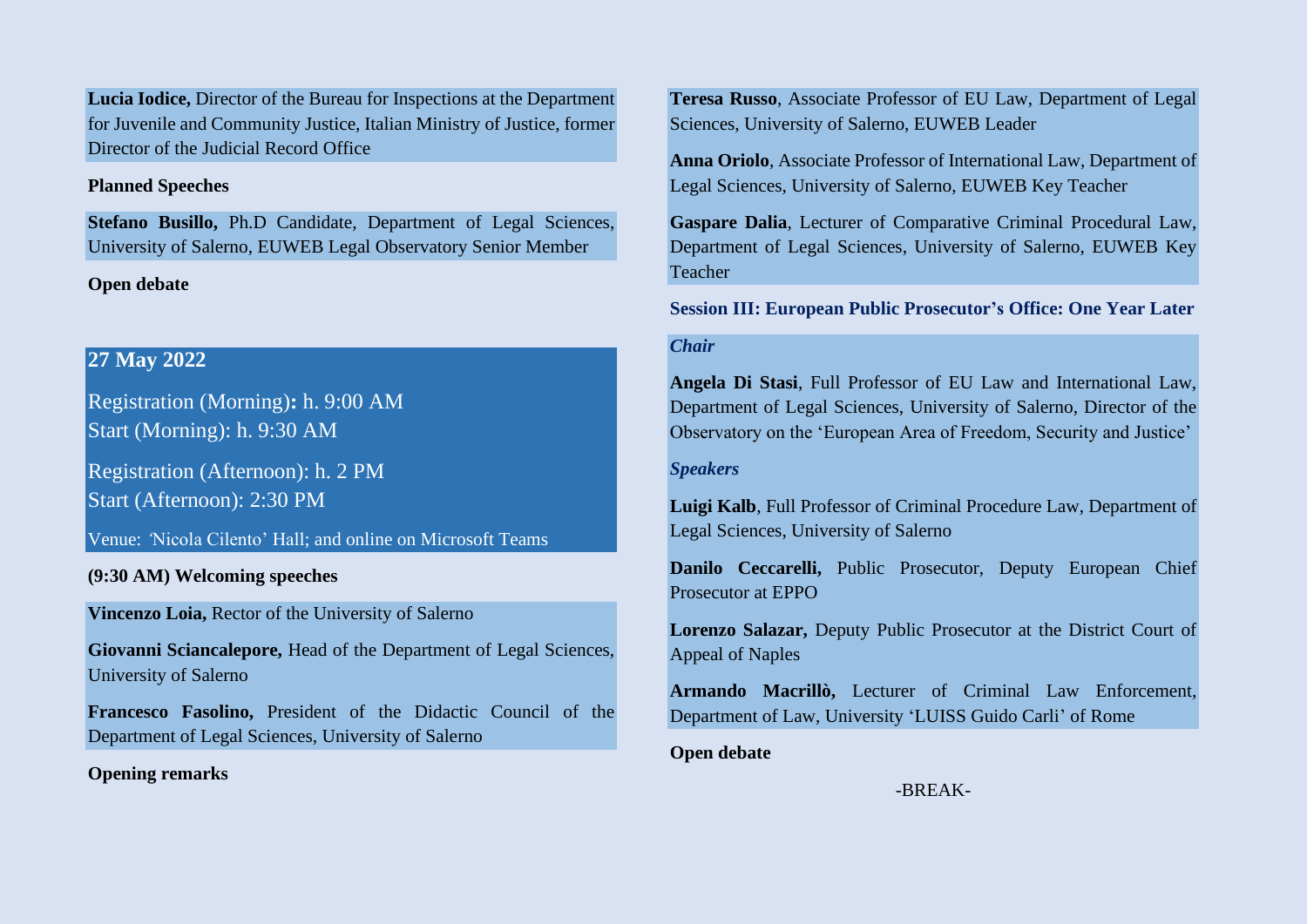**Lucia Iodice,** Director of the Bureau for Inspections at the Department for Juvenile and Community Justice, Italian Ministry of Justice, former Director of the Judicial Record Office

**Planned Speeches**

**Stefano Busillo,** Ph.D Candidate, Department of Legal Sciences, University of Salerno, EUWEB Legal Observatory Senior Member

**Open debate**

## 27 May 2022

Registration (Morning)**:** h. 9:00 AM
Start (Morning): h. 9:30 AM

Registration (Afternoon): h. 2 PM
Start (Afternoon): 2:30 PM

Venue: 'Nicola Cilento' Hall; and online on Microsoft Teams

**(9:30 AM) Welcoming speeches**

**Vincenzo Loia,** Rector of the University of Salerno

**Giovanni Sciancalepore,** Head of the Department of Legal Sciences, University of Salerno

**Francesco Fasolino,** President of the Didactic Council of the Department of Legal Sciences, University of Salerno

**Opening remarks**

**Teresa Russo**, Associate Professor of EU Law, Department of Legal Sciences, University of Salerno, EUWEB Leader

**Anna Oriolo**, Associate Professor of International Law, Department of Legal Sciences, University of Salerno, EUWEB Key Teacher

**Gaspare Dalia**, Lecturer of Comparative Criminal Procedural Law, Department of Legal Sciences, University of Salerno, EUWEB Key Teacher

### Session III: European Public Prosecutor's Office: One Year Later

***Chair***

**Angela Di Stasi**, Full Professor of EU Law and International Law, Department of Legal Sciences, University of Salerno, Director of the Observatory on the 'European Area of Freedom, Security and Justice'

***Speakers***

**Luigi Kalb**, Full Professor of Criminal Procedure Law, Department of Legal Sciences, University of Salerno

**Danilo Ceccarelli,** Public Prosecutor, Deputy European Chief Prosecutor at EPPO

**Lorenzo Salazar,** Deputy Public Prosecutor at the District Court of Appeal of Naples

**Armando Macrillò,** Lecturer of Criminal Law Enforcement, Department of Law, University 'LUISS Guido Carli' of Rome

**Open debate**

-BREAK-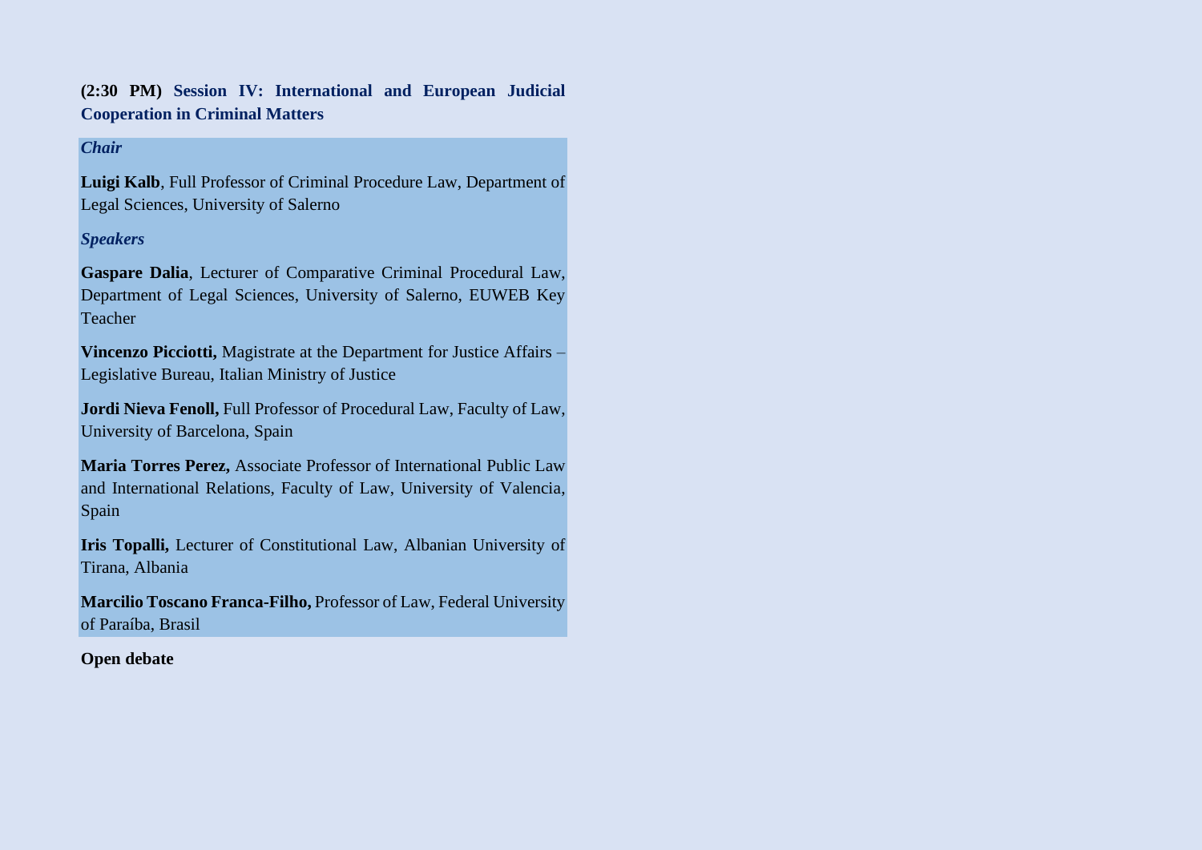### (2:30 PM) Session IV: International and European Judicial Cooperation in Criminal Matters

***Chair***

**Luigi Kalb**, Full Professor of Criminal Procedure Law, Department of Legal Sciences, University of Salerno

***Speakers***

**Gaspare Dalia**, Lecturer of Comparative Criminal Procedural Law, Department of Legal Sciences, University of Salerno, EUWEB Key Teacher

**Vincenzo Picciotti,** Magistrate at the Department for Justice Affairs – Legislative Bureau, Italian Ministry of Justice

**Jordi Nieva Fenoll,** Full Professor of Procedural Law, Faculty of Law, University of Barcelona, Spain

**Maria Torres Perez,** Associate Professor of International Public Law and International Relations, Faculty of Law, University of Valencia, Spain

**Iris Topalli,** Lecturer of Constitutional Law, Albanian University of Tirana, Albania

**Marcilio Toscano Franca-Filho,** Professor of Law, Federal University of Paraíba, Brasil

**Open debate**